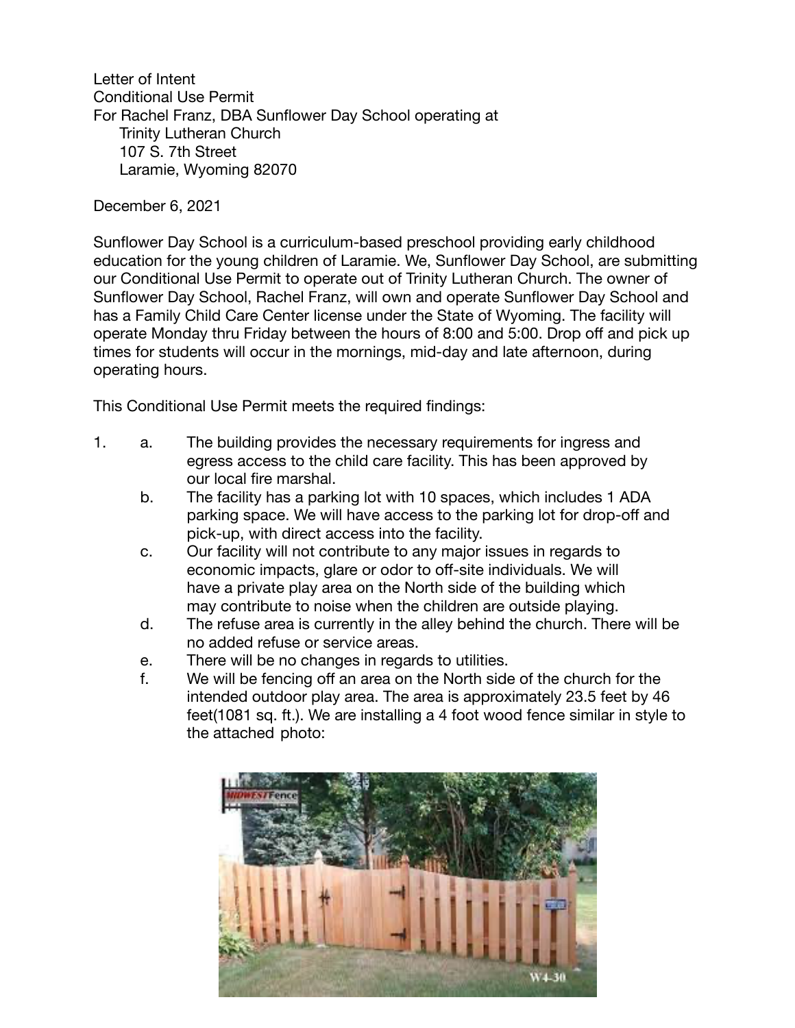Letter of Intent
Conditional Use Permit
For Rachel Franz, DBA Sunflower Day School operating at
Trinity Lutheran Church
107 S. 7th Street
Laramie, Wyoming 82070

December 6, 2021

Sunflower Day School is a curriculum-based preschool providing early childhood education for the young children of Laramie. We, Sunflower Day School, are submitting our Conditional Use Permit to operate out of Trinity Lutheran Church. The owner of Sunflower Day School, Rachel Franz, will own and operate Sunflower Day School and has a Family Child Care Center license under the State of Wyoming. The facility will operate Monday thru Friday between the hours of 8:00 and 5:00. Drop off and pick up times for students will occur in the mornings, mid-day and late afternoon, during operating hours.

This Conditional Use Permit meets the required findings:

1.
   a. The building provides the necessary requirements for ingress and egress access to the child care facility. This has been approved by our local fire marshal.
   b. The facility has a parking lot with 10 spaces, which includes 1 ADA parking space. We will have access to the parking lot for drop-off and pick-up, with direct access into the facility.
   c. Our facility will not contribute to any major issues in regards to economic impacts, glare or odor to off-site individuals. We will have a private play area on the North side of the building which may contribute to noise when the children are outside playing.
   d. The refuse area is currently in the alley behind the church. There will be no added refuse or service areas.
   e. There will be no changes in regards to utilities.
   f. We will be fencing off an area on the North side of the church for the intended outdoor play area. The area is approximately 23.5 feet by 46 feet(1081 sq. ft.). We are installing a 4 foot wood fence similar in style to the attached photo: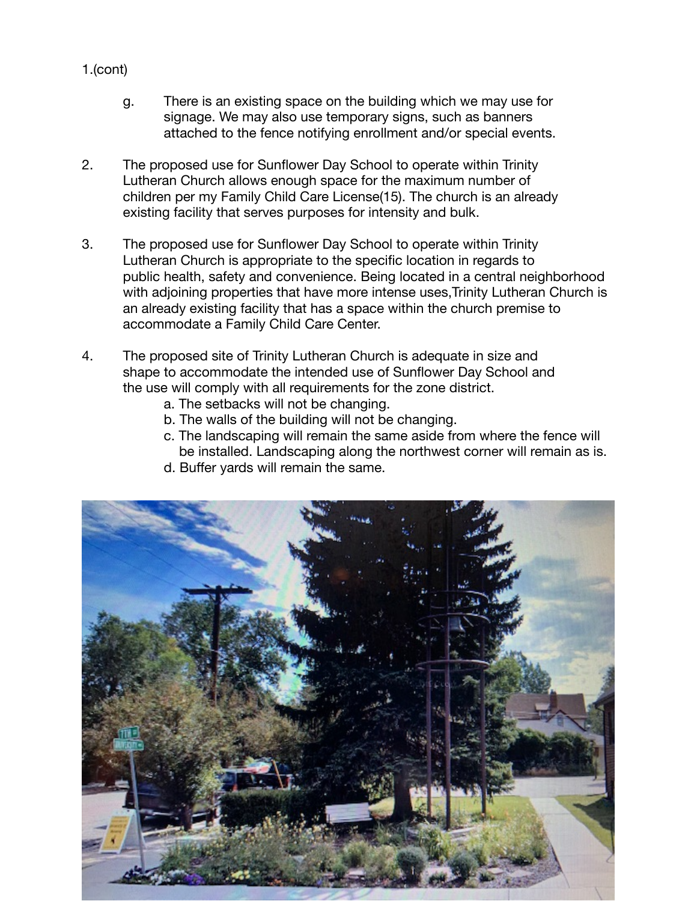1.(cont)

g. There is an existing space on the building which we may use for signage. We may also use temporary signs, such as banners attached to the fence notifying enrollment and/or special events.

2. The proposed use for Sunflower Day School to operate within Trinity Lutheran Church allows enough space for the maximum number of children per my Family Child Care License(15). The church is an already existing facility that serves purposes for intensity and bulk.

3. The proposed use for Sunflower Day School to operate within Trinity Lutheran Church is appropriate to the specific location in regards to public health, safety and convenience. Being located in a central neighborhood with adjoining properties that have more intense uses,Trinity Lutheran Church is an already existing facility that has a space within the church premise to accommodate a Family Child Care Center.

4. The proposed site of Trinity Lutheran Church is adequate in size and shape to accommodate the intended use of Sunflower Day School and the use will comply with all requirements for the zone district.
   a. The setbacks will not be changing.
   b. The walls of the building will not be changing.
   c. The landscaping will remain the same aside from where the fence will be installed. Landscaping along the northwest corner will remain as is.
   d. Buffer yards will remain the same.